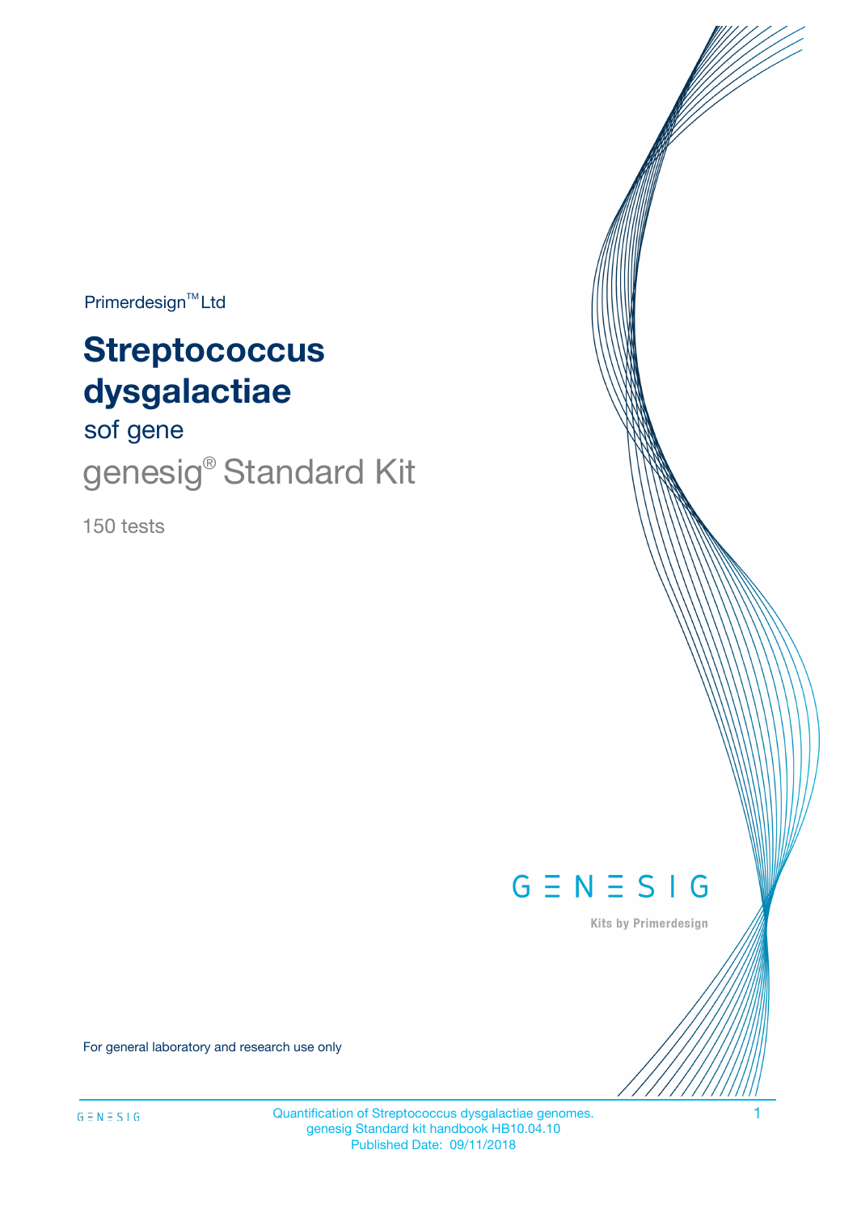Primerdesign™ Ltd

# Streptococcus dysgalactiae

sof gene

genesig® Standard Kit

150 tests

GENESIG

Kits by Primerdesign

For general laboratory and research use only

Quantification of Streptococcus dysgalactiae genomes.
genesig Standard kit handbook HB10.04.10
Published Date: 09/11/2018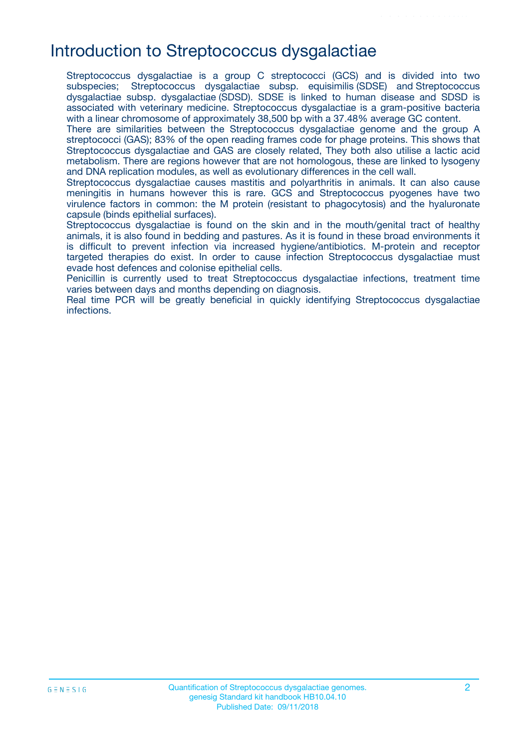# Introduction to Streptococcus dysgalactiae

Streptococcus dysgalactiae is a group C streptococci (GCS) and is divided into two subspecies; Streptococcus dysgalactiae subsp. equisimilis (SDSE) and Streptococcus dysgalactiae subsp. dysgalactiae (SDSD). SDSE is linked to human disease and SDSD is associated with veterinary medicine. Streptococcus dysgalactiae is a gram-positive bacteria with a linear chromosome of approximately 38,500 bp with a 37.48% average GC content.

There are similarities between the Streptococcus dysgalactiae genome and the group A streptococci (GAS); 83% of the open reading frames code for phage proteins. This shows that Streptococcus dysgalactiae and GAS are closely related, They both also utilise a lactic acid metabolism. There are regions however that are not homologous, these are linked to lysogeny and DNA replication modules, as well as evolutionary differences in the cell wall.

Streptococcus dysgalactiae causes mastitis and polyarthritis in animals. It can also cause meningitis in humans however this is rare. GCS and Streptococcus pyogenes have two virulence factors in common: the M protein (resistant to phagocytosis) and the hyaluronate capsule (binds epithelial surfaces).

Streptococcus dysgalactiae is found on the skin and in the mouth/genital tract of healthy animals, it is also found in bedding and pastures. As it is found in these broad environments it is difficult to prevent infection via increased hygiene/antibiotics. M-protein and receptor targeted therapies do exist. In order to cause infection Streptococcus dysgalactiae must evade host defences and colonise epithelial cells.

Penicillin is currently used to treat Streptococcus dysgalactiae infections, treatment time varies between days and months depending on diagnosis.

Real time PCR will be greatly beneficial in quickly identifying Streptococcus dysgalactiae infections.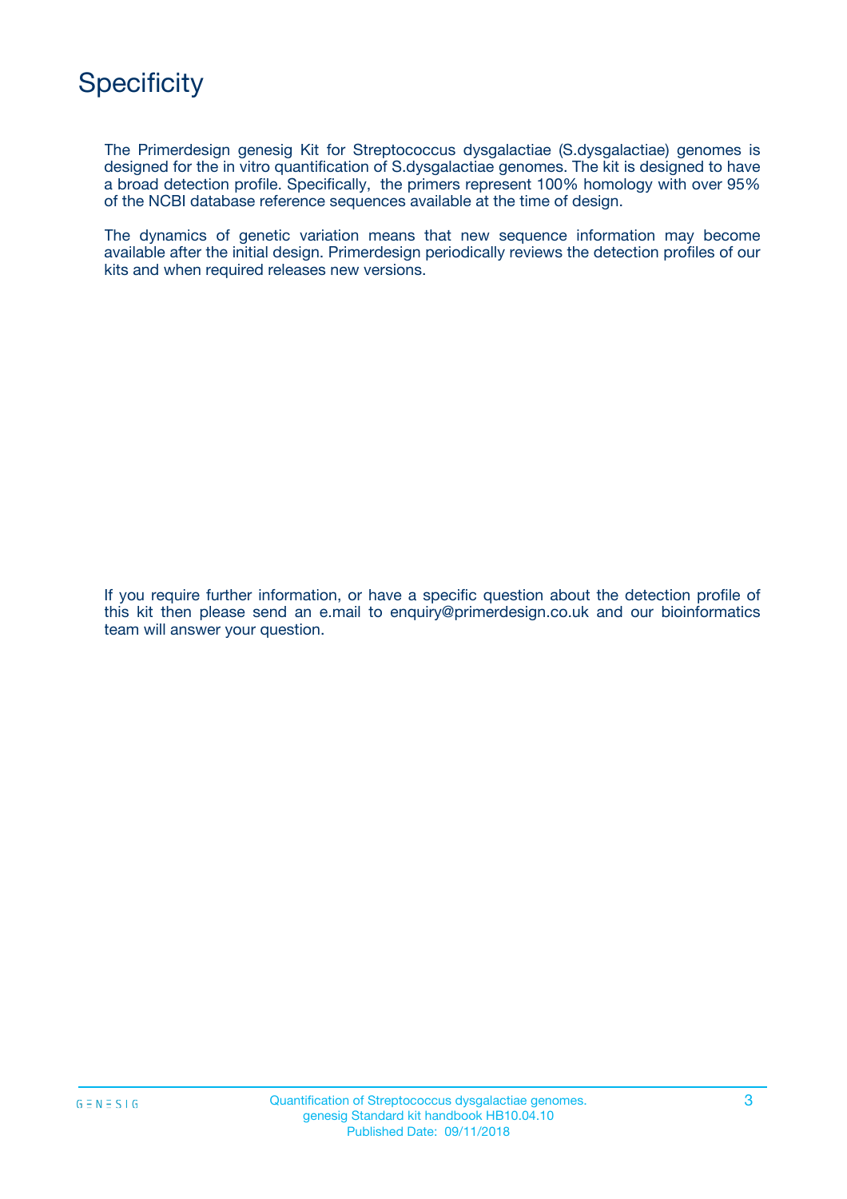# Specificity

The Primerdesign genesig Kit for Streptococcus dysgalactiae (S.dysgalactiae) genomes is designed for the in vitro quantification of S.dysgalactiae genomes. The kit is designed to have a broad detection profile. Specifically, the primers represent 100% homology with over 95% of the NCBI database reference sequences available at the time of design.

The dynamics of genetic variation means that new sequence information may become available after the initial design. Primerdesign periodically reviews the detection profiles of our kits and when required releases new versions.

If you require further information, or have a specific question about the detection profile of this kit then please send an e.mail to enquiry@primerdesign.co.uk and our bioinformatics team will answer your question.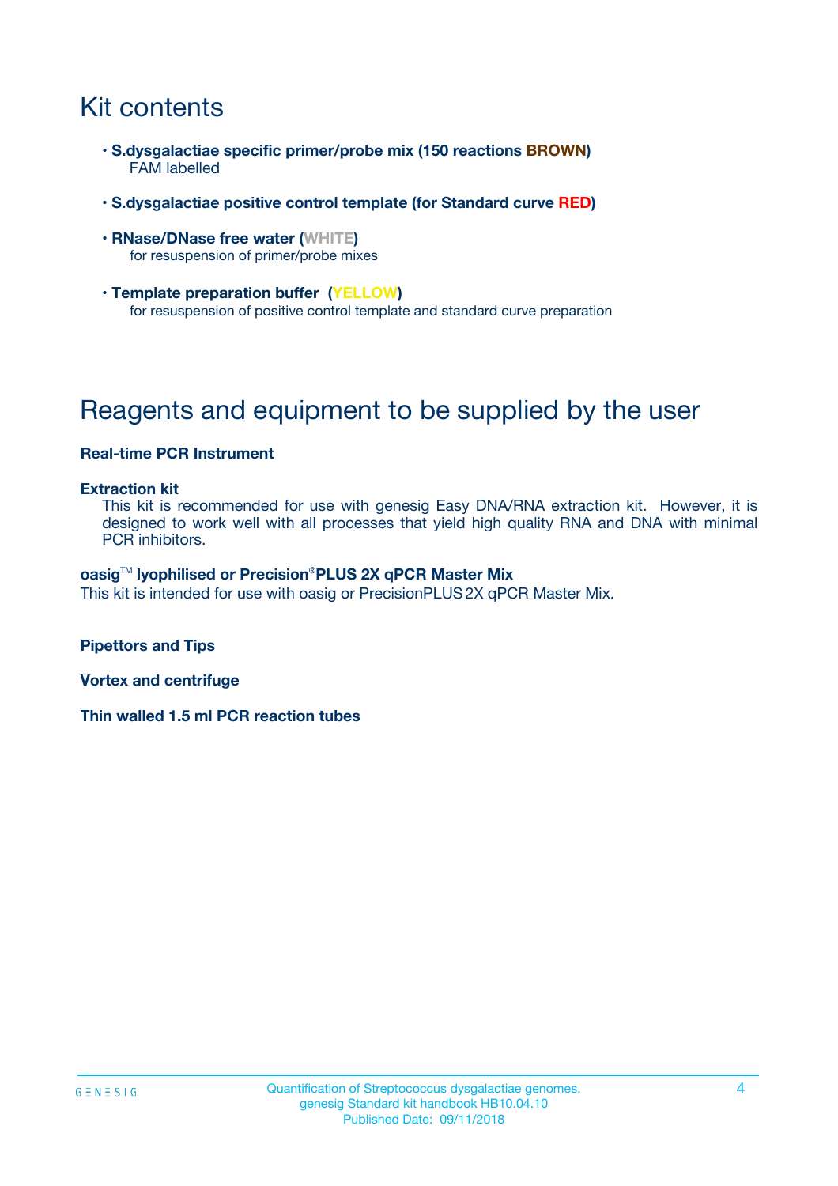# Kit contents

- **S.dysgalactiae specific primer/probe mix (150 reactions BROWN)**
  FAM labelled
- **S.dysgalactiae positive control template (for Standard curve RED)**
- **RNase/DNase free water (WHITE)**
  for resuspension of primer/probe mixes
- **Template preparation buffer (YELLOW)**
  for resuspension of positive control template and standard curve preparation

# Reagents and equipment to be supplied by the user

**Real-time PCR Instrument**

**Extraction kit**

This kit is recommended for use with genesig Easy DNA/RNA extraction kit. However, it is designed to work well with all processes that yield high quality RNA and DNA with minimal PCR inhibitors.

**oasig™ lyophilised or Precision®PLUS 2X qPCR Master Mix**

This kit is intended for use with oasig or PrecisionPLUS 2X qPCR Master Mix.

**Pipettors and Tips**

**Vortex and centrifuge**

**Thin walled 1.5 ml PCR reaction tubes**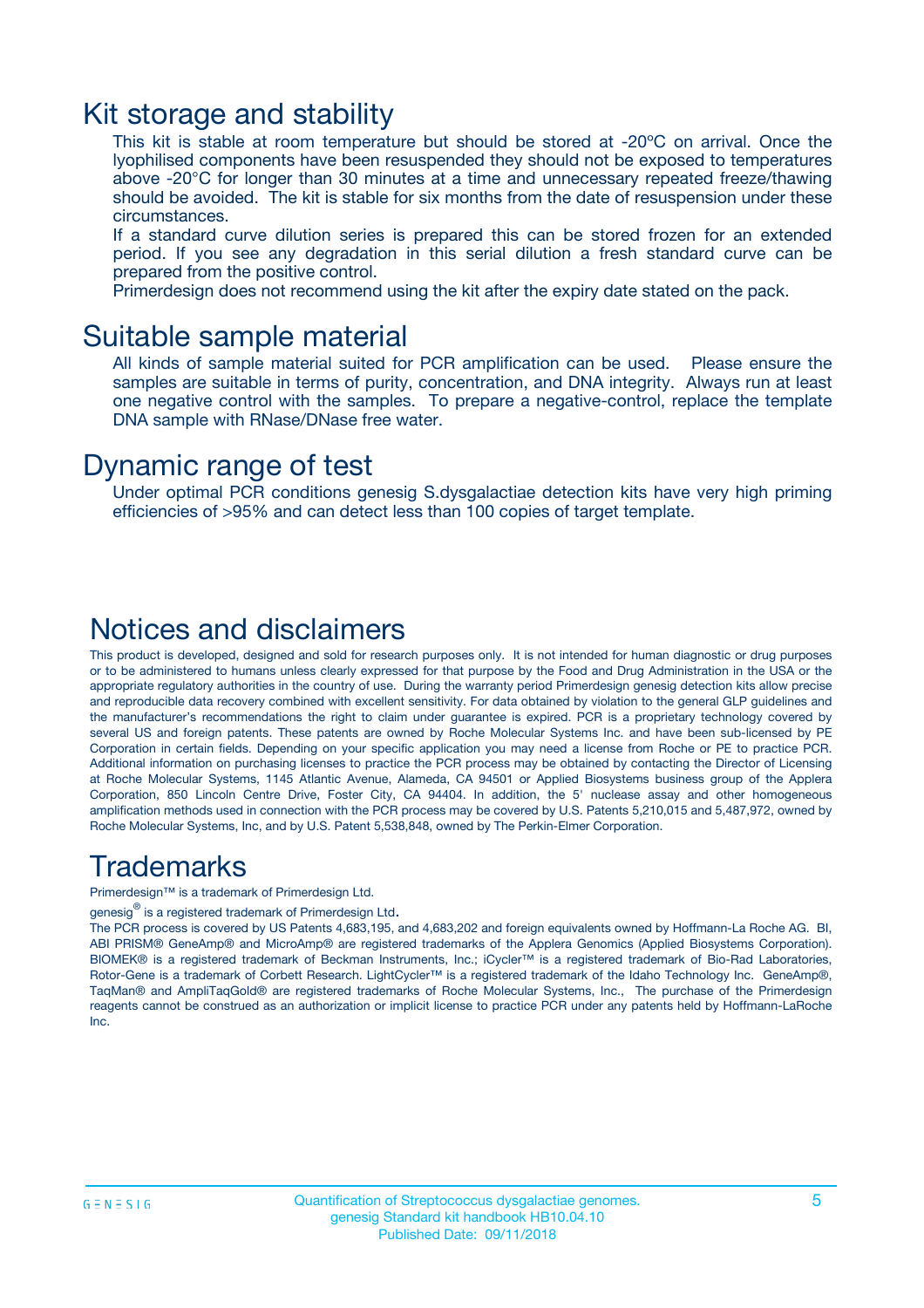# Kit storage and stability

This kit is stable at room temperature but should be stored at -20ºC on arrival. Once the lyophilised components have been resuspended they should not be exposed to temperatures above -20°C for longer than 30 minutes at a time and unnecessary repeated freeze/thawing should be avoided. The kit is stable for six months from the date of resuspension under these circumstances.

If a standard curve dilution series is prepared this can be stored frozen for an extended period. If you see any degradation in this serial dilution a fresh standard curve can be prepared from the positive control.

Primerdesign does not recommend using the kit after the expiry date stated on the pack.

# Suitable sample material

All kinds of sample material suited for PCR amplification can be used. Please ensure the samples are suitable in terms of purity, concentration, and DNA integrity. Always run at least one negative control with the samples. To prepare a negative-control, replace the template DNA sample with RNase/DNase free water.

# Dynamic range of test

Under optimal PCR conditions genesig S.dysgalactiae detection kits have very high priming efficiencies of >95% and can detect less than 100 copies of target template.

# Notices and disclaimers

This product is developed, designed and sold for research purposes only. It is not intended for human diagnostic or drug purposes or to be administered to humans unless clearly expressed for that purpose by the Food and Drug Administration in the USA or the appropriate regulatory authorities in the country of use. During the warranty period Primerdesign genesig detection kits allow precise and reproducible data recovery combined with excellent sensitivity. For data obtained by violation to the general GLP guidelines and the manufacturer's recommendations the right to claim under guarantee is expired. PCR is a proprietary technology covered by several US and foreign patents. These patents are owned by Roche Molecular Systems Inc. and have been sub-licensed by PE Corporation in certain fields. Depending on your specific application you may need a license from Roche or PE to practice PCR. Additional information on purchasing licenses to practice the PCR process may be obtained by contacting the Director of Licensing at Roche Molecular Systems, 1145 Atlantic Avenue, Alameda, CA 94501 or Applied Biosystems business group of the Applera Corporation, 850 Lincoln Centre Drive, Foster City, CA 94404. In addition, the 5' nuclease assay and other homogeneous amplification methods used in connection with the PCR process may be covered by U.S. Patents 5,210,015 and 5,487,972, owned by Roche Molecular Systems, Inc, and by U.S. Patent 5,538,848, owned by The Perkin-Elmer Corporation.

# Trademarks

Primerdesign™ is a trademark of Primerdesign Ltd.

genesig® is a registered trademark of Primerdesign Ltd.

The PCR process is covered by US Patents 4,683,195, and 4,683,202 and foreign equivalents owned by Hoffmann-La Roche AG. BI, ABI PRISM® GeneAmp® and MicroAmp® are registered trademarks of the Applera Genomics (Applied Biosystems Corporation). BIOMEK® is a registered trademark of Beckman Instruments, Inc.; iCycler™ is a registered trademark of Bio-Rad Laboratories, Rotor-Gene is a trademark of Corbett Research. LightCycler™ is a registered trademark of the Idaho Technology Inc. GeneAmp®, TaqMan® and AmpliTaqGold® are registered trademarks of Roche Molecular Systems, Inc., The purchase of the Primerdesign reagents cannot be construed as an authorization or implicit license to practice PCR under any patents held by Hoffmann-LaRoche Inc.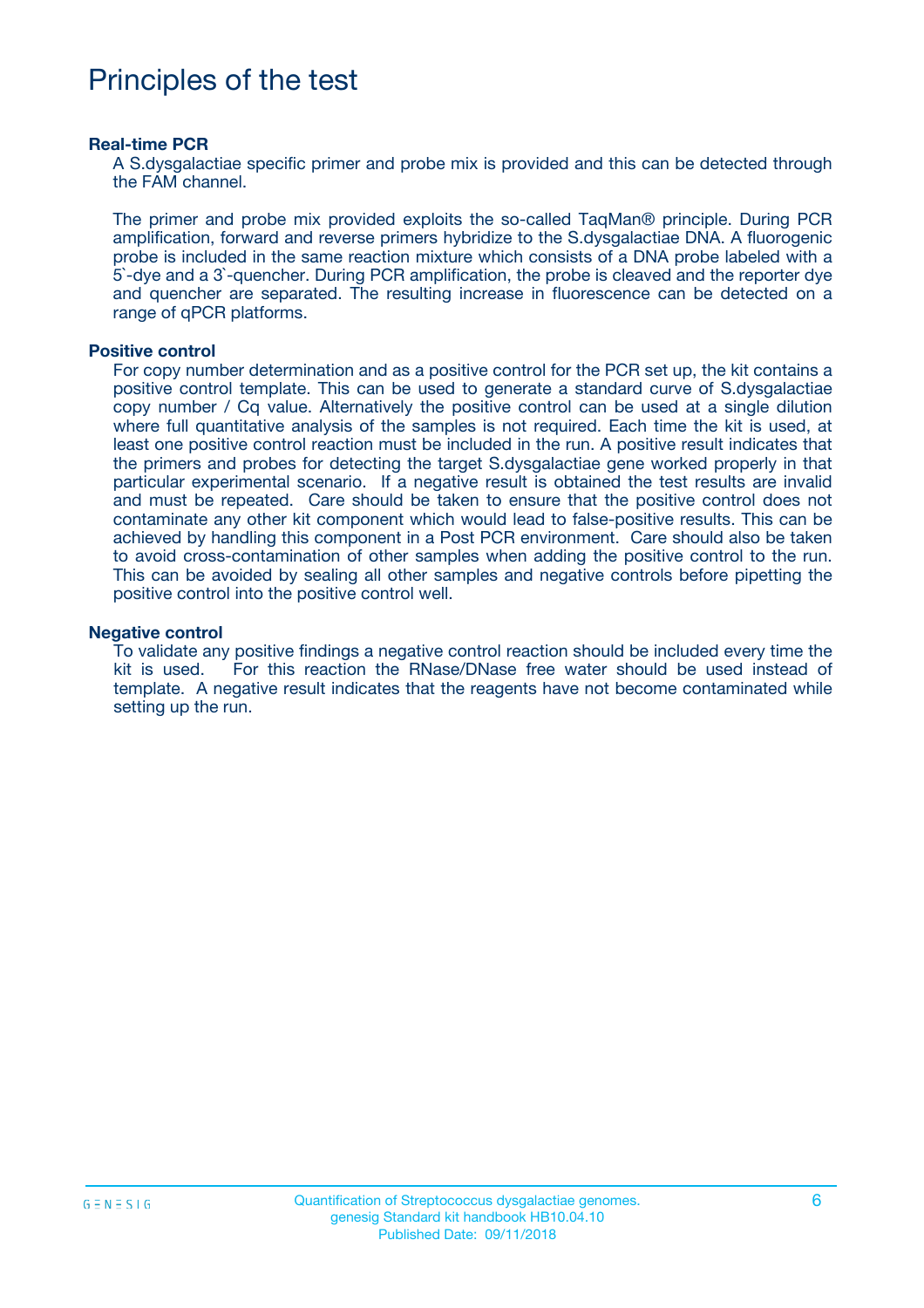# Principles of the test

### Real-time PCR

A S.dysgalactiae specific primer and probe mix is provided and this can be detected through the FAM channel.

The primer and probe mix provided exploits the so-called TaqMan® principle. During PCR amplification, forward and reverse primers hybridize to the S.dysgalactiae DNA. A fluorogenic probe is included in the same reaction mixture which consists of a DNA probe labeled with a 5`-dye and a 3`-quencher. During PCR amplification, the probe is cleaved and the reporter dye and quencher are separated. The resulting increase in fluorescence can be detected on a range of qPCR platforms.

### Positive control

For copy number determination and as a positive control for the PCR set up, the kit contains a positive control template. This can be used to generate a standard curve of S.dysgalactiae copy number / Cq value. Alternatively the positive control can be used at a single dilution where full quantitative analysis of the samples is not required. Each time the kit is used, at least one positive control reaction must be included in the run. A positive result indicates that the primers and probes for detecting the target S.dysgalactiae gene worked properly in that particular experimental scenario. If a negative result is obtained the test results are invalid and must be repeated. Care should be taken to ensure that the positive control does not contaminate any other kit component which would lead to false-positive results. This can be achieved by handling this component in a Post PCR environment. Care should also be taken to avoid cross-contamination of other samples when adding the positive control to the run. This can be avoided by sealing all other samples and negative controls before pipetting the positive control into the positive control well.

### Negative control

To validate any positive findings a negative control reaction should be included every time the kit is used. For this reaction the RNase/DNase free water should be used instead of template. A negative result indicates that the reagents have not become contaminated while setting up the run.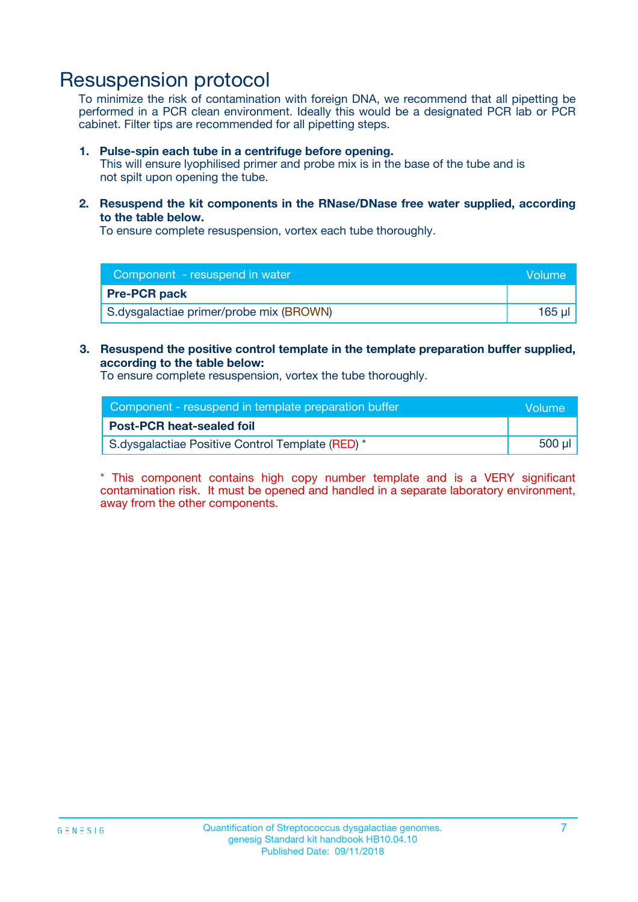# Resuspension protocol

To minimize the risk of contamination with foreign DNA, we recommend that all pipetting be performed in a PCR clean environment. Ideally this would be a designated PCR lab or PCR cabinet. Filter tips are recommended for all pipetting steps.

1. **Pulse-spin each tube in a centrifuge before opening.**
   This will ensure lyophilised primer and probe mix is in the base of the tube and is not spilt upon opening the tube.

2. **Resuspend the kit components in the RNase/DNase free water supplied, according to the table below.**
   To ensure complete resuspension, vortex each tube thoroughly.

| Component - resuspend in water | Volume |
|---|---|
| **Pre-PCR pack** | |
| S.dysgalactiae primer/probe mix (BROWN) | 165 µl |

3. **Resuspend the positive control template in the template preparation buffer supplied, according to the table below:**
   To ensure complete resuspension, vortex the tube thoroughly.

| Component - resuspend in template preparation buffer | Volume |
|---|---|
| **Post-PCR heat-sealed foil** | |
| S.dysgalactiae Positive Control Template (RED) * | 500 µl |

* This component contains high copy number template and is a VERY significant contamination risk. It must be opened and handled in a separate laboratory environment, away from the other components.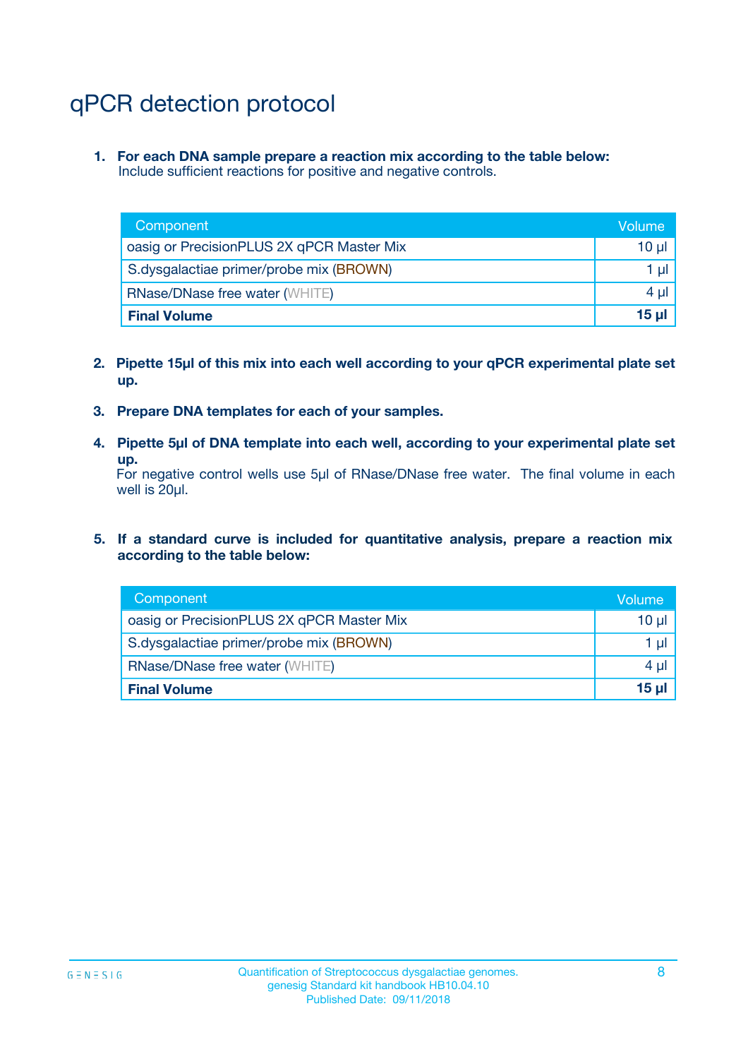# qPCR detection protocol

1. **For each DNA sample prepare a reaction mix according to the table below:**
   Include sufficient reactions for positive and negative controls.

| Component | Volume |
|---|---|
| oasig or PrecisionPLUS 2X qPCR Master Mix | 10 µl |
| S.dysgalactiae primer/probe mix (BROWN) | 1 µl |
| RNase/DNase free water (WHITE) | 4 µl |
| **Final Volume** | **15 µl** |

2. **Pipette 15µl of this mix into each well according to your qPCR experimental plate set up.**

3. **Prepare DNA templates for each of your samples.**

4. **Pipette 5µl of DNA template into each well, according to your experimental plate set up.**
   For negative control wells use 5µl of RNase/DNase free water. The final volume in each well is 20µl.

5. **If a standard curve is included for quantitative analysis, prepare a reaction mix according to the table below:**

| Component | Volume |
|---|---|
| oasig or PrecisionPLUS 2X qPCR Master Mix | 10 µl |
| S.dysgalactiae primer/probe mix (BROWN) | 1 µl |
| RNase/DNase free water (WHITE) | 4 µl |
| **Final Volume** | **15 µl** |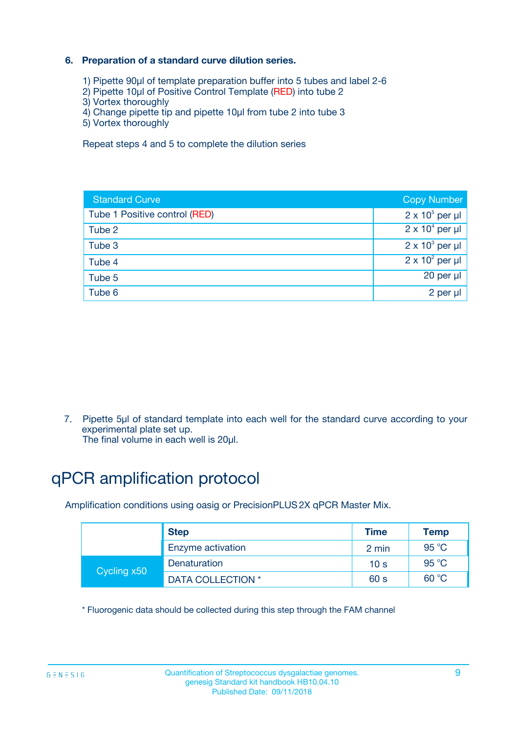### 6. Preparation of a standard curve dilution series.

1) Pipette 90µl of template preparation buffer into 5 tubes and label 2-6
2) Pipette 10µl of Positive Control Template (RED) into tube 2
3) Vortex thoroughly
4) Change pipette tip and pipette 10µl from tube 2 into tube 3
5) Vortex thoroughly

Repeat steps 4 and 5 to complete the dilution series

| Standard Curve | Copy Number |
| --- | --- |
| Tube 1 Positive control (RED) | $2 \times 10^5$ per µl |
| Tube 2 | $2 \times 10^4$ per µl |
| Tube 3 | $2 \times 10^3$ per µl |
| Tube 4 | $2 \times 10^2$ per µl |
| Tube 5 | 20 per µl |
| Tube 6 | 2 per µl |

7. Pipette 5µl of standard template into each well for the standard curve according to your experimental plate set up.
The final volume in each well is 20µl.

# qPCR amplification protocol

Amplification conditions using oasig or PrecisionPLUS 2X qPCR Master Mix.

| | Step | Time | Temp |
| --- | --- | --- | --- |
| | Enzyme activation | 2 min | 95 °C |
| Cycling x50 | Denaturation | 10 s | 95 °C |
| | DATA COLLECTION * | 60 s | 60 °C |

* Fluorogenic data should be collected during this step through the FAM channel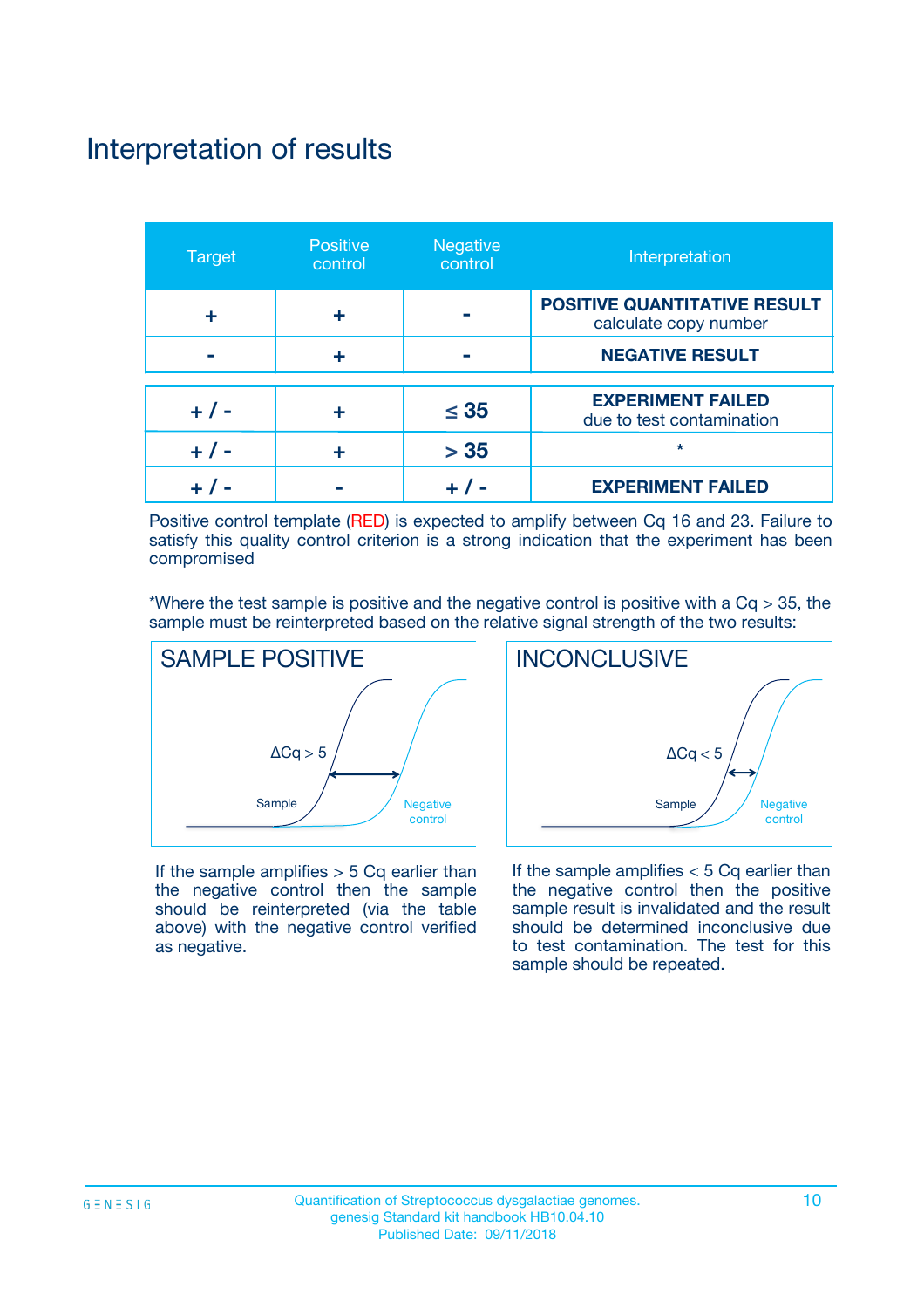# Interpretation of results

| Target | Positive control | Negative control | Interpretation |
|---|---|---|---|
| + | + | - | **POSITIVE QUANTITATIVE RESULT** calculate copy number |
| - | + | - | **NEGATIVE RESULT** |
| + / - | + | ≤ 35 | **EXPERIMENT FAILED** due to test contamination |
| + / - | + | > 35 | * |
| + / - | - | + / - | **EXPERIMENT FAILED** |

Positive control template (RED) is expected to amplify between Cq 16 and 23. Failure to satisfy this quality control criterion is a strong indication that the experiment has been compromised

*Where the test sample is positive and the negative control is positive with a Cq > 35, the sample must be reinterpreted based on the relative signal strength of the two results:

SAMPLE POSITIVE

ΔCq > 5

Sample

Negative control

If the sample amplifies > 5 Cq earlier than the negative control then the sample should be reinterpreted (via the table above) with the negative control verified as negative.

INCONCLUSIVE

ΔCq < 5

Sample

Negative control

If the sample amplifies < 5 Cq earlier than the negative control then the positive sample result is invalidated and the result should be determined inconclusive due to test contamination. The test for this sample should be repeated.